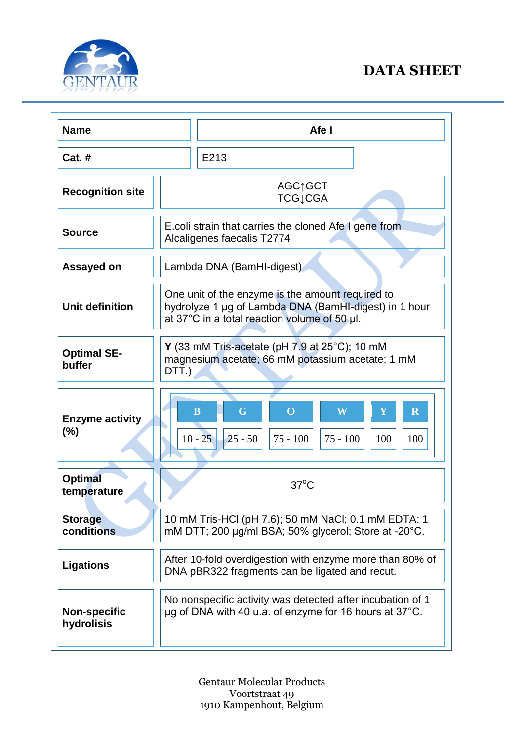# DATA SHEET

| Name | Afe I |
|---|---|
| Cat. # | E213 |
| Recognition site | AGC↑GCT<br>TCG↓CGA |
| Source | E.coli strain that carries the cloned Afe I gene from Alcaligenes faecalis T2774 |
| Assayed on | Lambda DNA (BamHI-digest) |
| Unit definition | One unit of the enzyme is the amount required to hydrolyze 1 µg of Lambda DNA (BamHI-digest) in 1 hour at 37°C in a total reaction volume of 50 µl. |
| Optimal SE-buffer | **Y** (33 mM Tris-acetate (pH 7.9 at 25°C); 10 mM magnesium acetate; 66 mM potassium acetate; 1 mM DTT.) |
| Enzyme activity (%) | B: 10 - 25; G: 25 - 50; O: 75 - 100; W: 75 - 100; Y: 100; R: 100 |
| Optimal temperature | 37°C |
| Storage conditions | 10 mM Tris-HCl (pH 7.6); 50 mM NaCl; 0.1 mM EDTA; 1 mM DTT; 200 µg/ml BSA; 50% glycerol; Store at -20°C. |
| Ligations | After 10-fold overdigestion with enzyme more than 80% of DNA pBR322 fragments can be ligated and recut. |
| Non-specific hydrolisis | No nonspecific activity was detected after incubation of 1 µg of DNA with 40 u.a. of enzyme for 16 hours at 37°C. |

Gentaur Molecular Products
Voortstraat 49
1910 Kampenhout, Belgium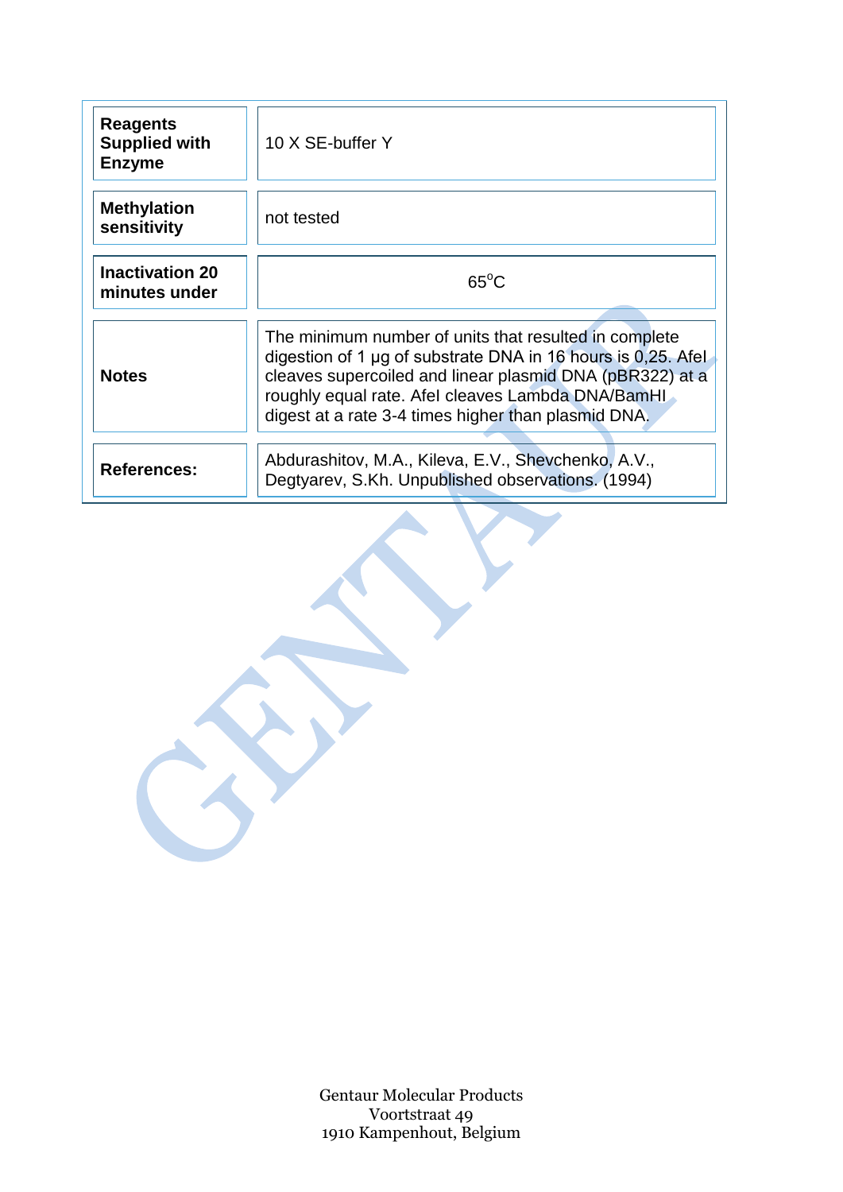| | |
|---|---|
| **Reagents Supplied with Enzyme** | 10 X SE-buffer Y |
| **Methylation sensitivity** | not tested |
| **Inactivation 20 minutes under** | $65^{o}C$ |
| **Notes** | The minimum number of units that resulted in complete digestion of 1 µg of substrate DNA in 16 hours is 0,25. AfeI cleaves supercoiled and linear plasmid DNA (pBR322) at a roughly equal rate. AfeI cleaves Lambda DNA/BamHI digest at a rate 3-4 times higher than plasmid DNA. |
| **References:** | Abdurashitov, M.A., Kileva, E.V., Shevchenko, A.V., Degtyarev, S.Kh. Unpublished observations. (1994) |

Gentaur Molecular Products
Voortstraat 49
1910 Kampenhout, Belgium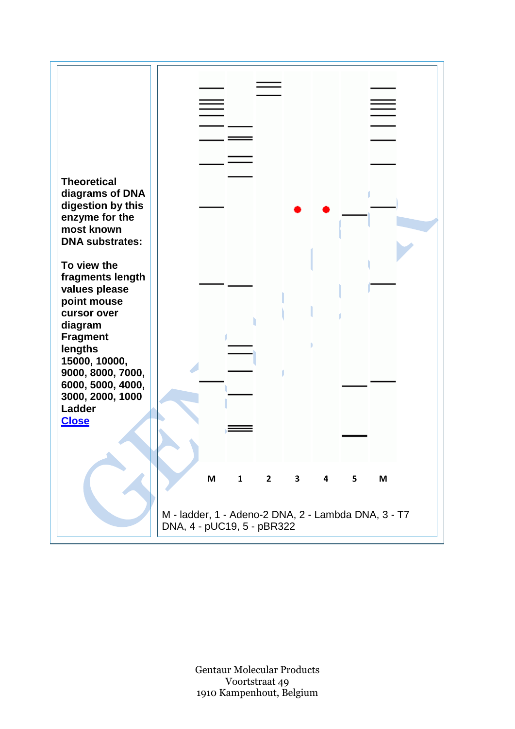**Theoretical diagrams of DNA digestion by this enzyme for the most known DNA substrates:**

**To view the fragments length values please point mouse cursor over diagram**

**Fragment lengths 15000, 10000, 9000, 8000, 7000, 6000, 5000, 4000, 3000, 2000, 1000 Ladder**

**Close**

M 1 2 3 4 5 M

M - ladder, 1 - Adeno-2 DNA, 2 - Lambda DNA, 3 - T7 DNA, 4 - pUC19, 5 - pBR322

Gentaur Molecular Products
Voortstraat 49
1910 Kampenhout, Belgium